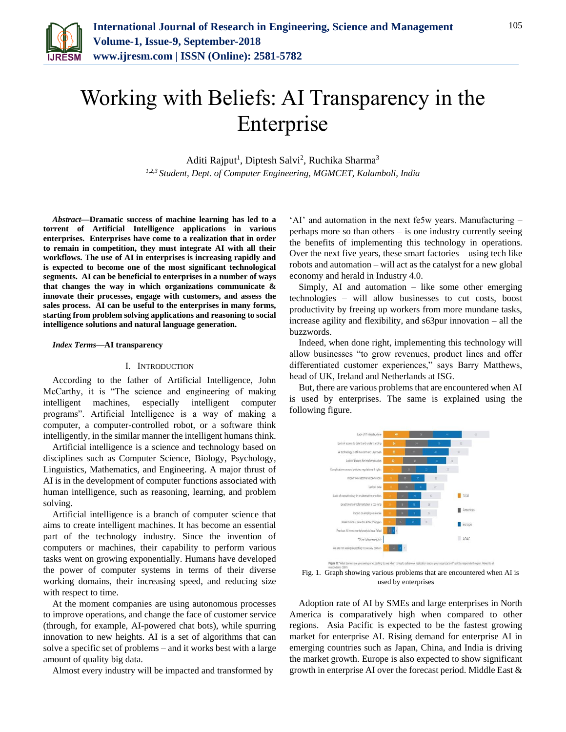# Working with Beliefs: AI Transparency in the Enterprise

Aditi Rajput[1], Diptesh Salvi[2], Ruchika Sharma[3]

[1,2,3] *Student, Dept. of Computer Engineering, MGMCET, Kalamboli, India*

***Abstract*—Dramatic success of machine learning has led to a torrent of Artificial Intelligence applications in various enterprises. Enterprises have come to a realization that in order to remain in competition, they must integrate AI with all their workflows. The use of AI in enterprises is increasing rapidly and is expected to become one of the most significant technological segments. AI can be beneficial to enterprises in a number of ways that changes the way in which organizations communicate & innovate their processes, engage with customers, and assess the sales process. AI can be useful to the enterprises in many forms, starting from problem solving applications and reasoning to social intelligence solutions and natural language generation.**

***Index Terms*—AI transparency**

## I. Introduction

According to the father of Artificial Intelligence, John McCarthy, it is "The science and engineering of making intelligent machines, especially intelligent computer programs". Artificial Intelligence is a way of making a computer, a computer-controlled robot, or a software think intelligently, in the similar manner the intelligent humans think.

Artificial intelligence is a science and technology based on disciplines such as Computer Science, Biology, Psychology, Linguistics, Mathematics, and Engineering. A major thrust of AI is in the development of computer functions associated with human intelligence, such as reasoning, learning, and problem solving.

Artificial intelligence is a branch of computer science that aims to create intelligent machines. It has become an essential part of the technology industry. Since the invention of computers or machines, their capability to perform various tasks went on growing exponentially. Humans have developed the power of computer systems in terms of their diverse working domains, their increasing speed, and reducing size with respect to time.

At the moment companies are using autonomous processes to improve operations, and change the face of customer service (through, for example, AI-powered chat bots), while spurring innovation to new heights. AI is a set of algorithms that can solve a specific set of problems – and it works best with a large amount of quality big data.

Almost every industry will be impacted and transformed by 'AI' and automation in the next fe5w years. Manufacturing – perhaps more so than others – is one industry currently seeing the benefits of implementing this technology in operations. Over the next five years, these smart factories – using tech like robots and automation – will act as the catalyst for a new global economy and herald in Industry 4.0.

Simply, AI and automation – like some other emerging technologies – will allow businesses to cut costs, boost productivity by freeing up workers from more mundane tasks, increase agility and flexibility, and s63pur innovation – all the buzzwords.

Indeed, when done right, implementing this technology will allow businesses "to grow revenues, product lines and offer differentiated customer experiences," says Barry Matthews, head of UK, Ireland and Netherlands at ISG.

But, there are various problems that are encountered when AI is used by enterprises. The same is explained using the following figure.

Fig. 1. Graph showing various problems that are encountered when AI is used by enterprises

Adoption rate of AI by SMEs and large enterprises in North America is comparatively high when compared to other regions. Asia Pacific is expected to be the fastest growing market for enterprise AI. Rising demand for enterprise AI in emerging countries such as Japan, China, and India is driving the market growth. Europe is also expected to show significant growth in enterprise AI over the forecast period. Middle East &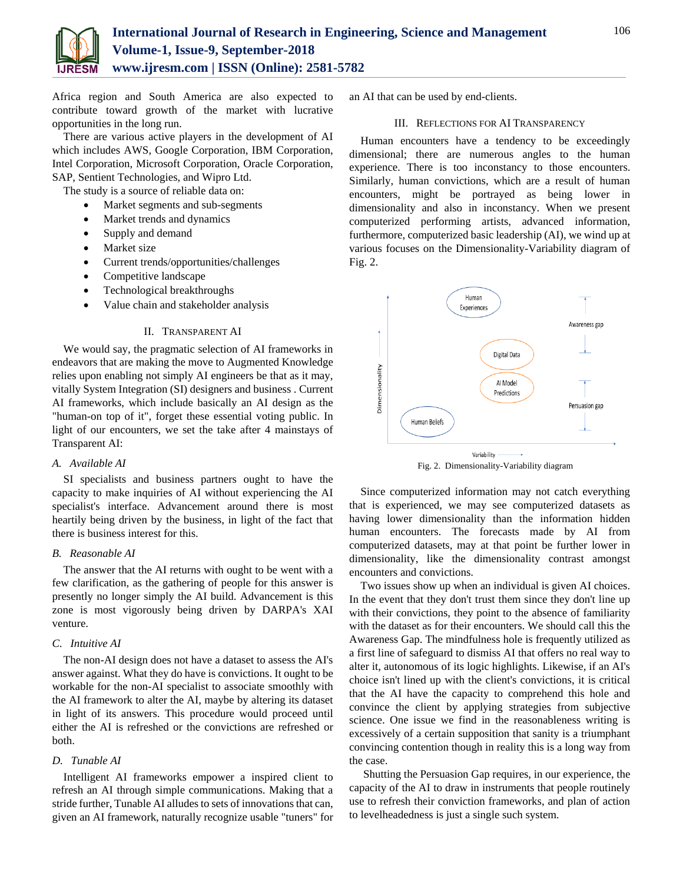Africa region and South America are also expected to contribute toward growth of the market with lucrative opportunities in the long run.

There are various active players in the development of AI which includes AWS, Google Corporation, IBM Corporation, Intel Corporation, Microsoft Corporation, Oracle Corporation, SAP, Sentient Technologies, and Wipro Ltd.

The study is a source of reliable data on:

- Market segments and sub-segments
- Market trends and dynamics
- Supply and demand
- Market size
- Current trends/opportunities/challenges
- Competitive landscape
- Technological breakthroughs
- Value chain and stakeholder analysis

## II. Transparent AI

We would say, the pragmatic selection of AI frameworks in endeavors that are making the move to Augmented Knowledge relies upon enabling not simply AI engineers be that as it may, vitally System Integration (SI) designers and business . Current AI frameworks, which include basically an AI design as the "human-on top of it", forget these essential voting public. In light of our encounters, we set the take after 4 mainstays of Transparent AI:

### A. Available AI

SI specialists and business partners ought to have the capacity to make inquiries of AI without experiencing the AI specialist's interface. Advancement around there is most heartily being driven by the business, in light of the fact that there is business interest for this.

### B. Reasonable AI

The answer that the AI returns with ought to be went with a few clarification, as the gathering of people for this answer is presently no longer simply the AI build. Advancement is this zone is most vigorously being driven by DARPA's XAI venture.

### C. Intuitive AI

The non-AI design does not have a dataset to assess the AI's answer against. What they do have is convictions. It ought to be workable for the non-AI specialist to associate smoothly with the AI framework to alter the AI, maybe by altering its dataset in light of its answers. This procedure would proceed until either the AI is refreshed or the convictions are refreshed or both.

### D. Tunable AI

Intelligent AI frameworks empower a inspired client to refresh an AI through simple communications. Making that a stride further, Tunable AI alludes to sets of innovations that can, given an AI framework, naturally recognize usable "tuners" for an AI that can be used by end-clients.

## III. Reflections for AI Transparency

Human encounters have a tendency to be exceedingly dimensional; there are numerous angles to the human experience. There is too inconstancy to those encounters. Similarly, human convictions, which are a result of human encounters, might be portrayed as being lower in dimensionality and also in inconstancy. When we present computerized performing artists, advanced information, furthermore, computerized basic leadership (AI), we wind up at various focuses on the Dimensionality-Variability diagram of Fig. 2.

Fig. 2. Dimensionality-Variability diagram

Since computerized information may not catch everything that is experienced, we may see computerized datasets as having lower dimensionality than the information hidden human encounters. The forecasts made by AI from computerized datasets, may at that point be further lower in dimensionality, like the dimensionality contrast amongst encounters and convictions.

Two issues show up when an individual is given AI choices. In the event that they don't trust them since they don't line up with their convictions, they point to the absence of familiarity with the dataset as for their encounters. We should call this the Awareness Gap. The mindfulness hole is frequently utilized as a first line of safeguard to dismiss AI that offers no real way to alter it, autonomous of its logic highlights. Likewise, if an AI's choice isn't lined up with the client's convictions, it is critical that the AI have the capacity to comprehend this hole and convince the client by applying strategies from subjective science. One issue we find in the reasonableness writing is excessively of a certain supposition that sanity is a triumphant convincing contention though in reality this is a long way from the case.

Shutting the Persuasion Gap requires, in our experience, the capacity of the AI to draw in instruments that people routinely use to refresh their conviction frameworks, and plan of action to levelheadedness is just a single such system.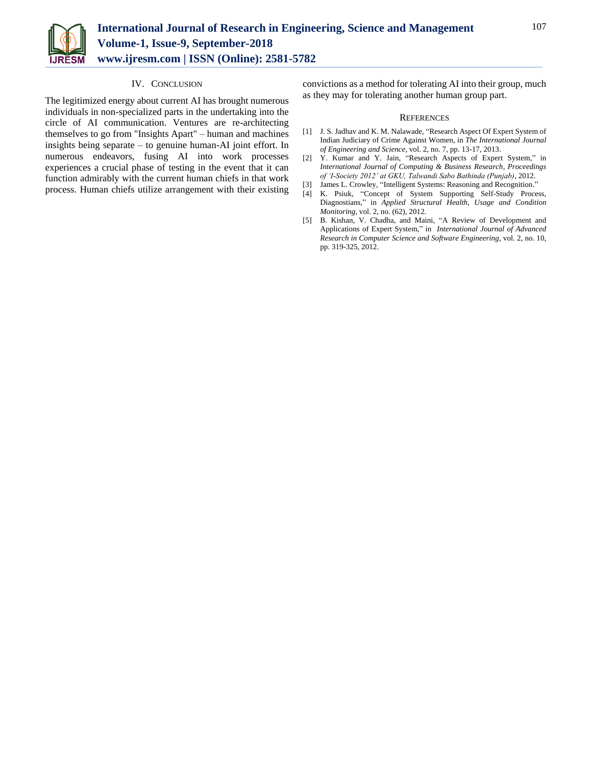## IV. Conclusion

The legitimized energy about current AI has brought numerous individuals in non-specialized parts in the undertaking into the circle of AI communication. Ventures are re-architecting themselves to go from "Insights Apart" – human and machines insights being separate – to genuine human-AI joint effort. In numerous endeavors, fusing AI into work processes experiences a crucial phase of testing in the event that it can function admirably with the current human chiefs in that work process. Human chiefs utilize arrangement with their existing convictions as a method for tolerating AI into their group, much as they may for tolerating another human group part.

## References

[1] J. S. Jadhav and K. M. Nalawade, "Research Aspect Of Expert System of Indian Judiciary of Crime Against Women, in *The International Journal of Engineering and Science*, vol. 2, no. 7, pp. 13-17, 2013.

[2] Y. Kumar and Y. Jain, "Research Aspects of Expert System," in *International Journal of Computing & Business Research, Proceedings of 'I-Society 2012' at GKU, Talwandi Sabo Bathinda (Punjab)*, 2012.

[3] James L. Crowley, "Intelligent Systems: Reasoning and Recognition."

[4] K. Psiuk, "Concept of System Supporting Self-Study Process, Diagnostians," in *Applied Structural Health, Usage and Condition Monitoring*, vol. 2, no. (62), 2012.

[5] B. Kishan, V. Chadha, and Maini, "A Review of Development and Applications of Expert System," in *International Journal of Advanced Research in Computer Science and Software Engineering*, vol. 2, no. 10, pp. 319-325, 2012.